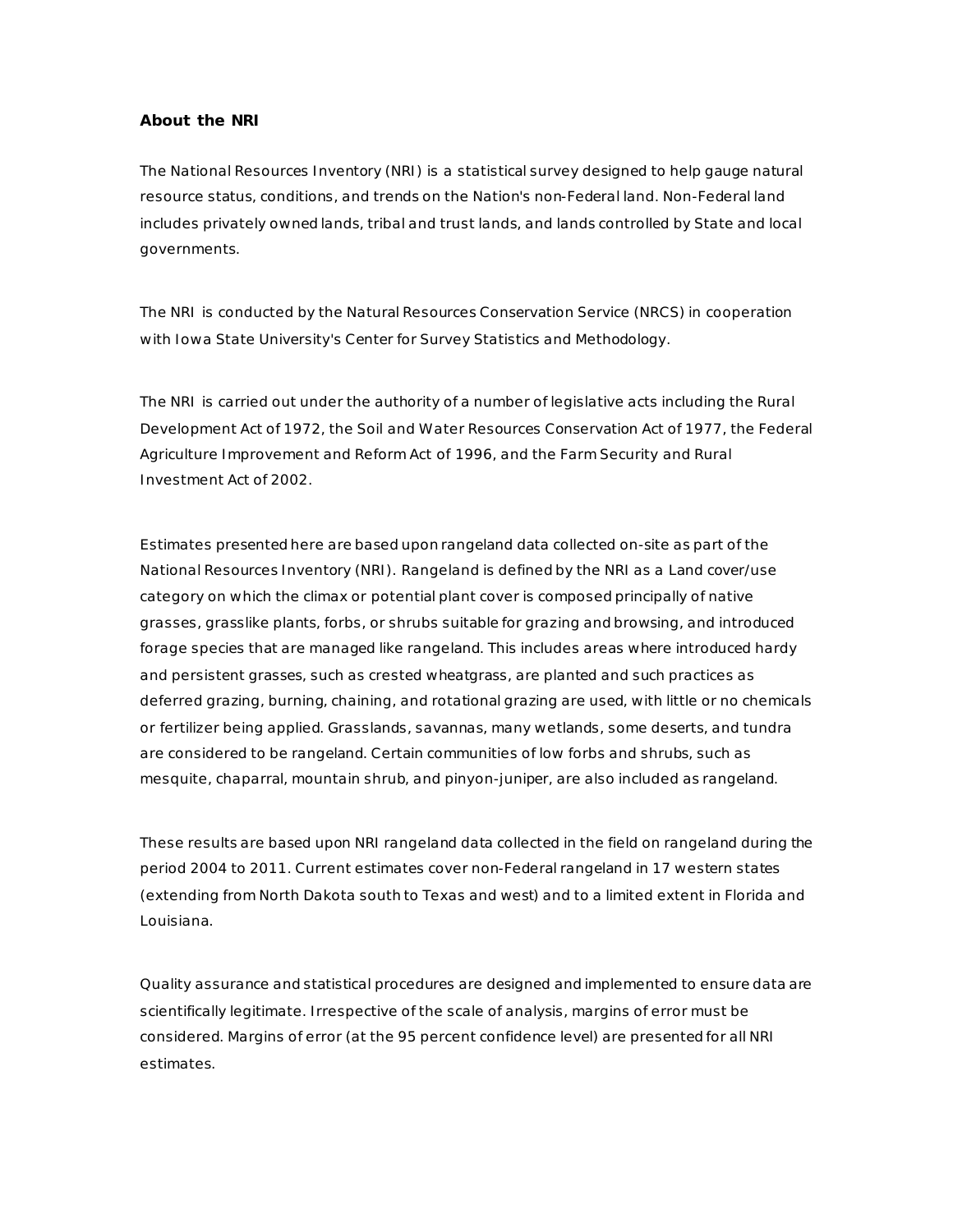## About the NRI

The National Resources Inventory (NRI) is a statistical survey designed to help gauge natural resource status, conditions, and trends on the Nation's non-Federal land. Non-Federal land includes privately owned lands, tribal and trust lands, and lands controlled by State and local governments.

The NRI is conducted by the Natural Resources Conservation Service (NRCS) in cooperation with Iowa State University's Center for Survey Statistics and Methodology.

The NRI is carried out under the authority of a number of legislative acts including the Rural Development Act of 1972, the Soil and Water Resources Conservation Act of 1977, the Federal Agriculture Improvement and Reform Act of 1996, and the Farm Security and Rural Investment Act of 2002.

Estimates presented here are based upon rangeland data collected on-site as part of the National Resources Inventory (NRI). Rangeland is defined by the NRI as a Land cover/use category on which the climax or potential plant cover is composed principally of native grasses, grasslike plants, forbs, or shrubs suitable for grazing and browsing, and introduced forage species that are managed like rangeland. This includes areas where introduced hardy and persistent grasses, such as crested wheatgrass, are planted and such practices as deferred grazing, burning, chaining, and rotational grazing are used, with little or no chemicals or fertilizer being applied. Grasslands, savannas, many wetlands, some deserts, and tundra are considered to be rangeland. Certain communities of low forbs and shrubs, such as mesquite, chaparral, mountain shrub, and pinyon-juniper, are also included as rangeland.

These results are based upon NRI rangeland data collected in the field on rangeland during the period 2004 to 2011. Current estimates cover non-Federal rangeland in 17 western states (extending from North Dakota south to Texas and west) and to a limited extent in Florida and Louisiana.

Quality assurance and statistical procedures are designed and implemented to ensure data are scientifically legitimate. Irrespective of the scale of analysis, margins of error must be considered. Margins of error (at the 95 percent confidence level) are presented for all NRI estimates.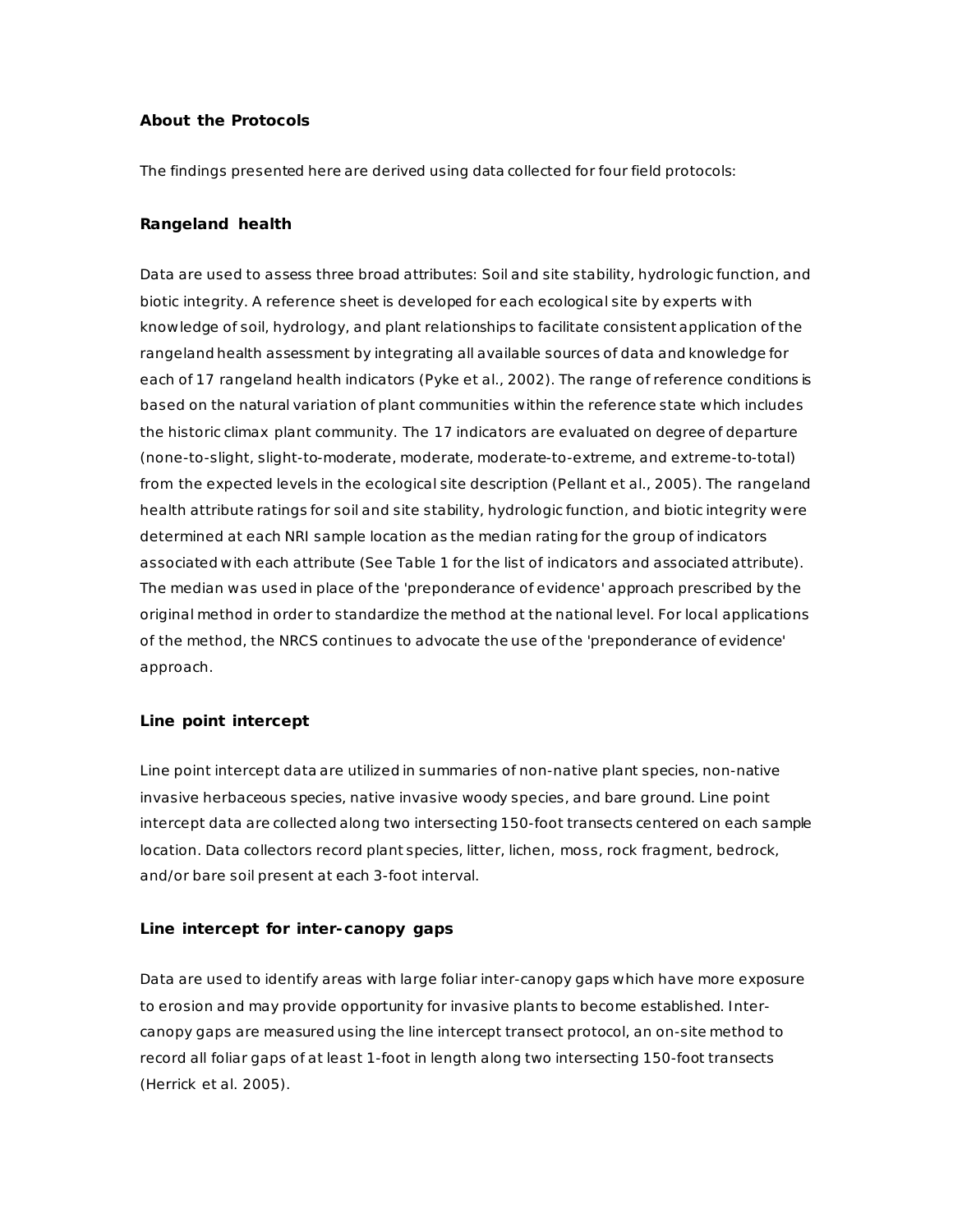## About the Protocols

The findings presented here are derived using data collected for four field protocols:

### Rangeland health

Data are used to assess three broad attributes: Soil and site stability, hydrologic function, and biotic integrity. A reference sheet is developed for each ecological site by experts with knowledge of soil, hydrology, and plant relationships to facilitate consistent application of the rangeland health assessment by integrating all available sources of data and knowledge for each of 17 rangeland health indicators (Pyke et al., 2002). The range of reference conditions is based on the natural variation of plant communities within the reference state which includes the historic climax plant community. The 17 indicators are evaluated on degree of departure (none-to-slight, slight-to-moderate, moderate, moderate-to-extreme, and extreme-to-total) from the expected levels in the ecological site description (Pellant et al., 2005). The rangeland health attribute ratings for soil and site stability, hydrologic function, and biotic integrity were determined at each NRI sample location as the median rating for the group of indicators associated with each attribute (See Table 1 for the list of indicators and associated attribute). The median was used in place of the 'preponderance of evidence' approach prescribed by the original method in order to standardize the method at the national level. For local applications of the method, the NRCS continues to advocate the use of the 'preponderance of evidence' approach.

### Line point intercept

Line point intercept data are utilized in summaries of non-native plant species, non-native invasive herbaceous species, native invasive woody species, and bare ground. Line point intercept data are collected along two intersecting 150-foot transects centered on each sample location. Data collectors record plant species, litter, lichen, moss, rock fragment, bedrock, and/or bare soil present at each 3-foot interval.

### Line intercept for inter-canopy gaps

Data are used to identify areas with large foliar inter-canopy gaps which have more exposure to erosion and may provide opportunity for invasive plants to become established. Inter-canopy gaps are measured using the line intercept transect protocol, an on-site method to record all foliar gaps of at least 1-foot in length along two intersecting 150-foot transects (Herrick et al. 2005).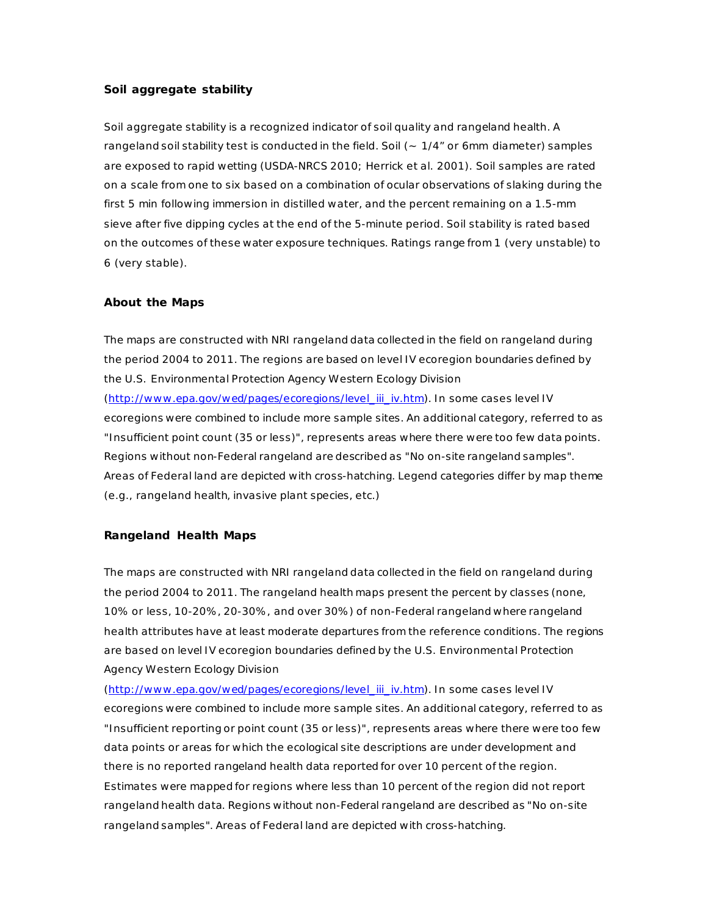### Soil aggregate stability

Soil aggregate stability is a recognized indicator of soil quality and rangeland health. A rangeland soil stability test is conducted in the field. Soil (~ 1/4" or 6mm diameter) samples are exposed to rapid wetting (USDA-NRCS 2010; Herrick et al. 2001). Soil samples are rated on a scale from one to six based on a combination of ocular observations of slaking during the first 5 min following immersion in distilled water, and the percent remaining on a 1.5-mm sieve after five dipping cycles at the end of the 5-minute period. Soil stability is rated based on the outcomes of these water exposure techniques. Ratings range from 1 (very unstable) to 6 (very stable).

### About the Maps

The maps are constructed with NRI rangeland data collected in the field on rangeland during the period 2004 to 2011. The regions are based on level IV ecoregion boundaries defined by the U.S. Environmental Protection Agency Western Ecology Division (http://www.epa.gov/wed/pages/ecoregions/level_iii_iv.htm). In some cases level IV ecoregions were combined to include more sample sites. An additional category, referred to as "Insufficient point count (35 or less)", represents areas where there were too few data points. Regions without non-Federal rangeland are described as "No on-site rangeland samples". Areas of Federal land are depicted with cross-hatching. Legend categories differ by map theme (e.g., rangeland health, invasive plant species, etc.)

### Rangeland Health Maps

The maps are constructed with NRI rangeland data collected in the field on rangeland during the period 2004 to 2011. The rangeland health maps present the percent by classes (none, 10% or less, 10-20%, 20-30%, and over 30%) of non-Federal rangeland where rangeland health attributes have at least moderate departures from the reference conditions. The regions are based on level IV ecoregion boundaries defined by the U.S. Environmental Protection Agency Western Ecology Division (http://www.epa.gov/wed/pages/ecoregions/level_iii_iv.htm). In some cases level IV ecoregions were combined to include more sample sites. An additional category, referred to as "Insufficient reporting or point count (35 or less)", represents areas where there were too few data points or areas for which the ecological site descriptions are under development and there is no reported rangeland health data reported for over 10 percent of the region. Estimates were mapped for regions where less than 10 percent of the region did not report rangeland health data. Regions without non-Federal rangeland are described as "No on-site rangeland samples". Areas of Federal land are depicted with cross-hatching.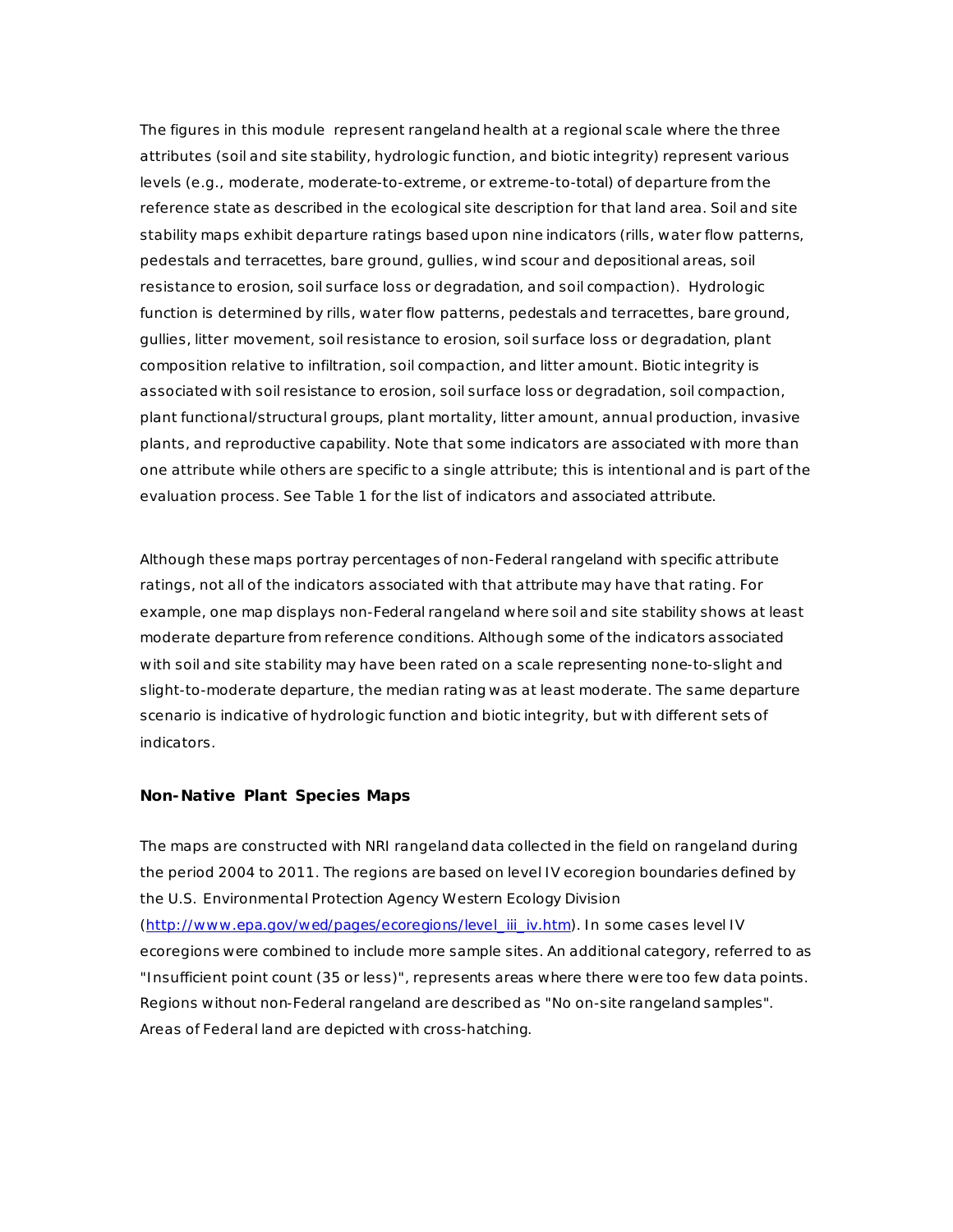The figures in this module represent rangeland health at a regional scale where the three attributes (soil and site stability, hydrologic function, and biotic integrity) represent various levels (e.g., moderate, moderate-to-extreme, or extreme-to-total) of departure from the reference state as described in the ecological site description for that land area. Soil and site stability maps exhibit departure ratings based upon nine indicators (rills, water flow patterns, pedestals and terracettes, bare ground, gullies, wind scour and depositional areas, soil resistance to erosion, soil surface loss or degradation, and soil compaction). Hydrologic function is determined by rills, water flow patterns, pedestals and terracettes, bare ground, gullies, litter movement, soil resistance to erosion, soil surface loss or degradation, plant composition relative to infiltration, soil compaction, and litter amount. Biotic integrity is associated with soil resistance to erosion, soil surface loss or degradation, soil compaction, plant functional/structural groups, plant mortality, litter amount, annual production, invasive plants, and reproductive capability. Note that some indicators are associated with more than one attribute while others are specific to a single attribute; this is intentional and is part of the evaluation process. See Table 1 for the list of indicators and associated attribute.

Although these maps portray percentages of non-Federal rangeland with specific attribute ratings, not all of the indicators associated with that attribute may have that rating. For example, one map displays non-Federal rangeland where soil and site stability shows at least moderate departure from reference conditions. Although some of the indicators associated with soil and site stability may have been rated on a scale representing none-to-slight and slight-to-moderate departure, the median rating was at least moderate. The same departure scenario is indicative of hydrologic function and biotic integrity, but with different sets of indicators.

### Non-Native Plant Species Maps

The maps are constructed with NRI rangeland data collected in the field on rangeland during the period 2004 to 2011. The regions are based on level IV ecoregion boundaries defined by the U.S. Environmental Protection Agency Western Ecology Division (http://www.epa.gov/wed/pages/ecoregions/level_iii_iv.htm). In some cases level IV ecoregions were combined to include more sample sites. An additional category, referred to as "Insufficient point count (35 or less)", represents areas where there were too few data points. Regions without non-Federal rangeland are described as "No on-site rangeland samples". Areas of Federal land are depicted with cross-hatching.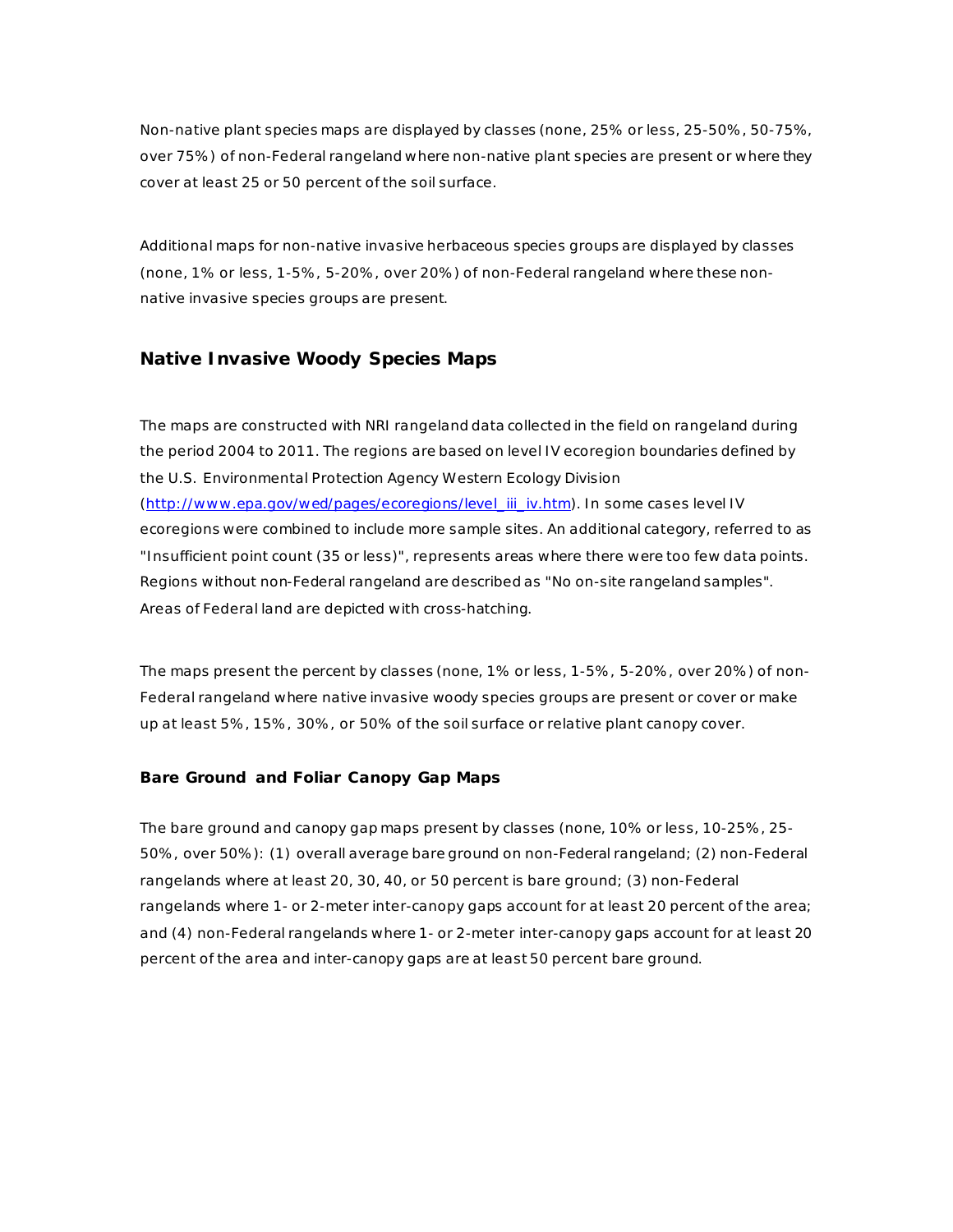Non-native plant species maps are displayed by classes (none, 25% or less, 25-50%, 50-75%, over 75%) of non-Federal rangeland where non-native plant species are present or where they cover at least 25 or 50 percent of the soil surface.

Additional maps for non-native invasive herbaceous species groups are displayed by classes (none, 1% or less, 1-5%, 5-20%, over 20%) of non-Federal rangeland where these non-native invasive species groups are present.

## Native Invasive Woody Species Maps

The maps are constructed with NRI rangeland data collected in the field on rangeland during the period 2004 to 2011. The regions are based on level IV ecoregion boundaries defined by the U.S. Environmental Protection Agency Western Ecology Division ([http://www.epa.gov/wed/pages/ecoregions/level_iii_iv.htm](http://www.epa.gov/wed/pages/ecoregions/level_iii_iv.htm)). In some cases level IV ecoregions were combined to include more sample sites. An additional category, referred to as "Insufficient point count (35 or less)", represents areas where there were too few data points. Regions without non-Federal rangeland are described as "No on-site rangeland samples". Areas of Federal land are depicted with cross-hatching.

The maps present the percent by classes (none, 1% or less, 1-5%, 5-20%, over 20%) of non-Federal rangeland where native invasive woody species groups are present or cover or make up at least 5%, 15%, 30%, or 50% of the soil surface or relative plant canopy cover.

### Bare Ground and Foliar Canopy Gap Maps

The bare ground and canopy gap maps present by classes (none, 10% or less, 10-25%, 25-50%, over 50%): (1) overall average bare ground on non-Federal rangeland; (2) non-Federal rangelands where at least 20, 30, 40, or 50 percent is bare ground; (3) non-Federal rangelands where 1- or 2-meter inter-canopy gaps account for at least 20 percent of the area; and (4) non-Federal rangelands where 1- or 2-meter inter-canopy gaps account for at least 20 percent of the area and inter-canopy gaps are at least 50 percent bare ground.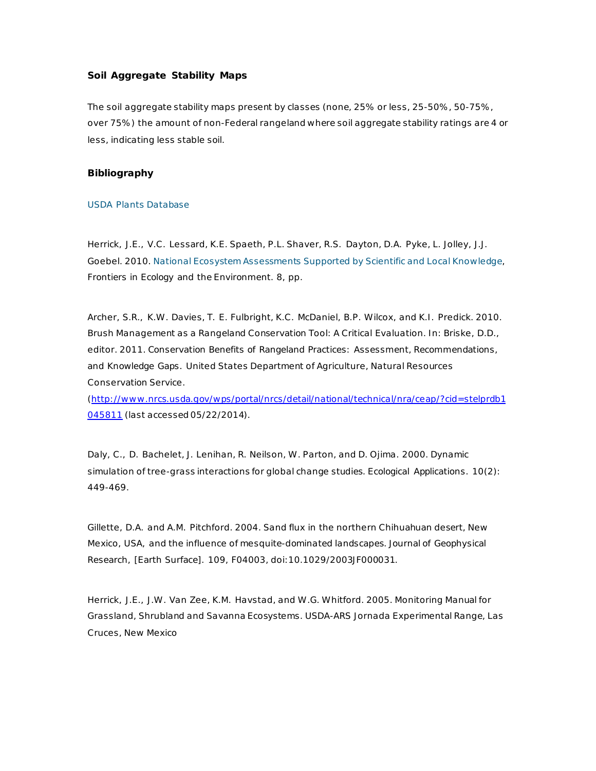### Soil Aggregate Stability Maps

The soil aggregate stability maps present by classes (none, 25% or less, 25-50%, 50-75%, over 75%) the amount of non-Federal rangeland where soil aggregate stability ratings are 4 or less, indicating less stable soil.

### Bibliography

USDA Plants Database

Herrick, J.E., V.C. Lessard, K.E. Spaeth, P.L. Shaver, R.S. Dayton, D.A. Pyke, L. Jolley, J.J. Goebel. 2010. National Ecosystem Assessments Supported by Scientific and Local Knowledge, Frontiers in Ecology and the Environment. 8, pp.

Archer, S.R., K.W. Davies, T. E. Fulbright, K.C. McDaniel, B.P. Wilcox, and K.I. Predick. 2010. Brush Management as a Rangeland Conservation Tool: A Critical Evaluation. In: Briske, D.D., editor. 2011. Conservation Benefits of Rangeland Practices: Assessment, Recommendations, and Knowledge Gaps. United States Department of Agriculture, Natural Resources Conservation Service. (http://www.nrcs.usda.gov/wps/portal/nrcs/detail/national/technical/nra/ceap/?cid=stelprdb1045811 (last accessed 05/22/2014).

Daly, C., D. Bachelet, J. Lenihan, R. Neilson, W. Parton, and D. Ojima. 2000. Dynamic simulation of tree-grass interactions for global change studies. Ecological Applications. 10(2): 449-469.

Gillette, D.A. and A.M. Pitchford. 2004. Sand flux in the northern Chihuahuan desert, New Mexico, USA, and the influence of mesquite-dominated landscapes. Journal of Geophysical Research, [Earth Surface]. 109, F04003, doi:10.1029/2003JF000031.

Herrick, J.E., J.W. Van Zee, K.M. Havstad, and W.G. Whitford. 2005. Monitoring Manual for Grassland, Shrubland and Savanna Ecosystems. USDA-ARS Jornada Experimental Range, Las Cruces, New Mexico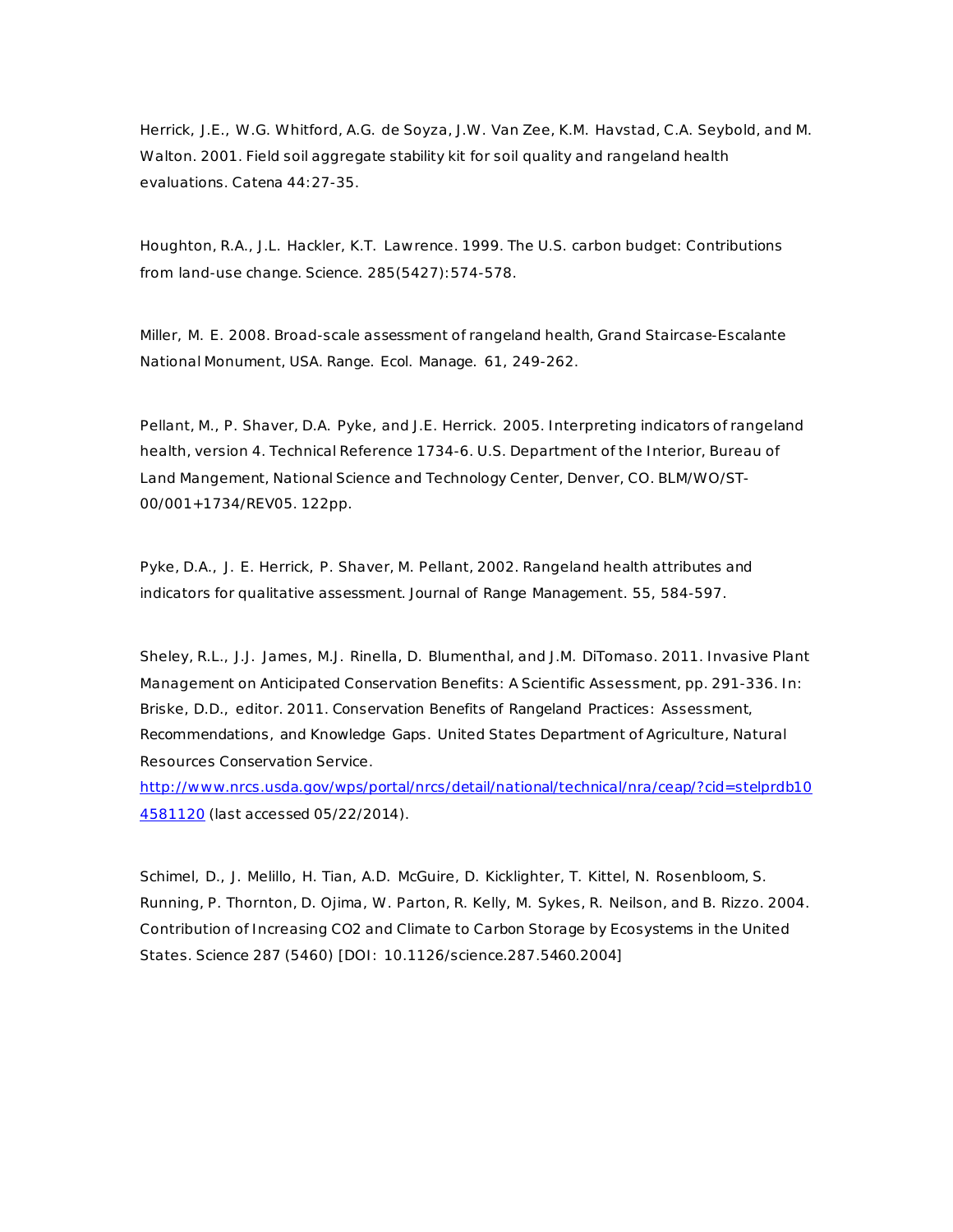Herrick, J.E., W.G. Whitford, A.G. de Soyza, J.W. Van Zee, K.M. Havstad, C.A. Seybold, and M. Walton. 2001. Field soil aggregate stability kit for soil quality and rangeland health evaluations. Catena 44:27-35.

Houghton, R.A., J.L. Hackler, K.T. Lawrence. 1999. The U.S. carbon budget: Contributions from land-use change. Science. 285(5427):574-578.

Miller, M. E. 2008. Broad-scale assessment of rangeland health, Grand Staircase-Escalante National Monument, USA. Range. Ecol. Manage. 61, 249-262.

Pellant, M., P. Shaver, D.A. Pyke, and J.E. Herrick. 2005. Interpreting indicators of rangeland health, version 4. Technical Reference 1734-6. U.S. Department of the Interior, Bureau of Land Mangement, National Science and Technology Center, Denver, CO. BLM/WO/ST-00/001+1734/REV05. 122pp.

Pyke, D.A., J. E. Herrick, P. Shaver, M. Pellant, 2002. Rangeland health attributes and indicators for qualitative assessment. Journal of Range Management. 55, 584-597.

Sheley, R.L., J.J. James, M.J. Rinella, D. Blumenthal, and J.M. DiTomaso. 2011. Invasive Plant Management on Anticipated Conservation Benefits: A Scientific Assessment, pp. 291-336. In: Briske, D.D., editor. 2011. Conservation Benefits of Rangeland Practices: Assessment, Recommendations, and Knowledge Gaps. United States Department of Agriculture, Natural Resources Conservation Service. http://www.nrcs.usda.gov/wps/portal/nrcs/detail/national/technical/nra/ceap/?cid=stelprdb104581120 (last accessed 05/22/2014).

Schimel, D., J. Melillo, H. Tian, A.D. McGuire, D. Kicklighter, T. Kittel, N. Rosenbloom, S. Running, P. Thornton, D. Ojima, W. Parton, R. Kelly, M. Sykes, R. Neilson, and B. Rizzo. 2004. Contribution of Increasing CO2 and Climate to Carbon Storage by Ecosystems in the United States. Science 287 (5460) [DOI: 10.1126/science.287.5460.2004]